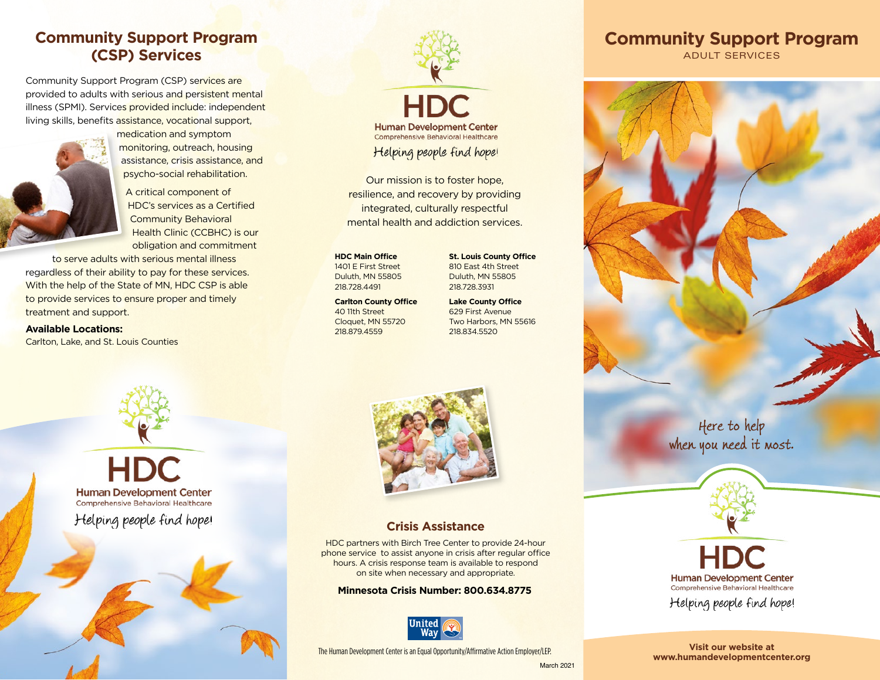## Community Support Program (CSP) Services

Community Support Program (CSP) services are provided to adults with serious and persistent mental illness (SPMI). Services provided include: independent living skills, benefits assistance, vocational support, medication and symptom monitoring, outreach, housing assistance, crisis assistance, and psycho-social rehabilitation.

A critical component of HDC's services as a Certified Community Behavioral Health Clinic (CCBHC) is our obligation and commitment to serve adults with serious mental illness regardless of their ability to pay for these services. With the help of the State of MN, HDC CSP is able to provide services to ensure proper and timely treatment and support.

**Available Locations:**
Carlton, Lake, and St. Louis Counties

HDC
Human Development Center
Comprehensive Behavioral Healthcare
*Helping people find hope!*

HDC
Human Development Center
Comprehensive Behavioral Healthcare
*Helping people find hope!*

Our mission is to foster hope, resilience, and recovery by providing integrated, culturally respectful mental health and addiction services.

**HDC Main Office**
1401 E First Street
Duluth, MN 55805
218.728.4491

**St. Louis County Office**
810 East 4th Street
Duluth, MN 55805
218.728.3931

**Carlton County Office**
40 11th Street
Cloquet, MN 55720
218.879.4559

**Lake County Office**
629 First Avenue
Two Harbors, MN 55616
218.834.5520

### Crisis Assistance

HDC partners with Birch Tree Center to provide 24-hour phone service to assist anyone in crisis after regular office hours. A crisis response team is available to respond on site when necessary and appropriate.

**Minnesota Crisis Number: 800.634.8775**

United Way

The Human Development Center is an Equal Opportunity/Affirmative Action Employer/LEP.

March 2021

## Community Support Program
ADULT SERVICES

*Here to help when you need it most.*

HDC
Human Development Center
Comprehensive Behavioral Healthcare
*Helping people find hope!*

**Visit our website at www.humandevelopmentcenter.org**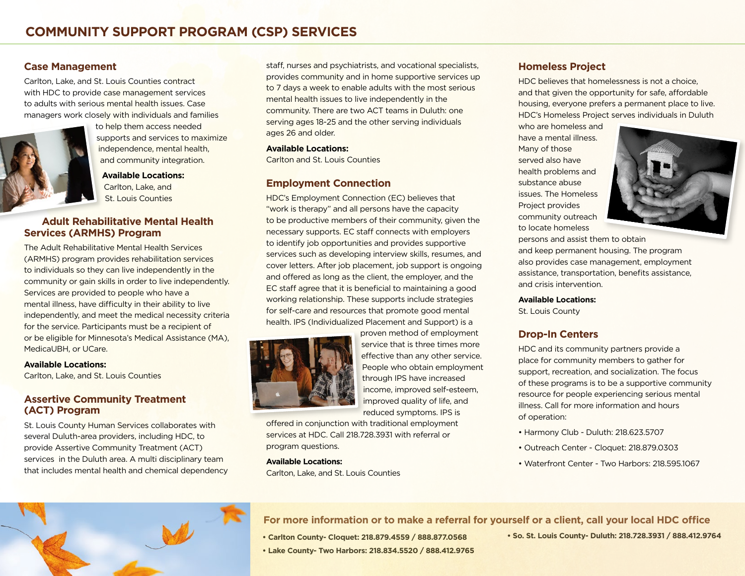# COMMUNITY SUPPORT PROGRAM (CSP) SERVICES

## Case Management

Carlton, Lake, and St. Louis Counties contract with HDC to provide case management services to adults with serious mental health issues. Case managers work closely with individuals and families to help them access needed supports and services to maximize independence, mental health, and community integration.

**Available Locations:**
Carlton, Lake, and St. Louis Counties

## Adult Rehabilitative Mental Health Services (ARMHS) Program

The Adult Rehabilitative Mental Health Services (ARMHS) program provides rehabilitation services to individuals so they can live independently in the community or gain skills in order to live independently. Services are provided to people who have a mental illness, have difficulty in their ability to live independently, and meet the medical necessity criteria for the service. Participants must be a recipient of or be eligible for Minnesota's Medical Assistance (MA), MedicaUBH, or UCare.

**Available Locations:**
Carlton, Lake, and St. Louis Counties

## Assertive Community Treatment (ACT) Program

St. Louis County Human Services collaborates with several Duluth-area providers, including HDC, to provide Assertive Community Treatment (ACT) services in the Duluth area. A multi disciplinary team that includes mental health and chemical dependency staff, nurses and psychiatrists, and vocational specialists, provides community and in home supportive services up to 7 days a week to enable adults with the most serious mental health issues to live independently in the community. There are two ACT teams in Duluth: one serving ages 18-25 and the other serving individuals ages 26 and older.

**Available Locations:**
Carlton and St. Louis Counties

## Employment Connection

HDC's Employment Connection (EC) believes that "work is therapy" and all persons have the capacity to be productive members of their community, given the necessary supports. EC staff connects with employers to identify job opportunities and provides supportive services such as developing interview skills, resumes, and cover letters. After job placement, job support is ongoing and offered as long as the client, the employer, and the EC staff agree that it is beneficial to maintaining a good working relationship. These supports include strategies for self-care and resources that promote good mental health. IPS (Individualized Placement and Support) is a proven method of employment service that is three times more effective than any other service. People who obtain employment through IPS have increased income, improved self-esteem, improved quality of life, and reduced symptoms. IPS is offered in conjunction with traditional employment services at HDC. Call 218.728.3931 with referral or program questions.

**Available Locations:**
Carlton, Lake, and St. Louis Counties

## Homeless Project

HDC believes that homelessness is not a choice, and that given the opportunity for safe, affordable housing, everyone prefers a permanent place to live. HDC's Homeless Project serves individuals in Duluth who are homeless and have a mental illness. Many of those served also have health problems and substance abuse issues. The Homeless Project provides community outreach to locate homeless persons and assist them to obtain and keep permanent housing. The program also provides case management, employment assistance, transportation, benefits assistance, and crisis intervention.

**Available Locations:**
St. Louis County

## Drop-In Centers

HDC and its community partners provide a place for community members to gather for support, recreation, and socialization. The focus of these programs is to be a supportive community resource for people experiencing serious mental illness. Call for more information and hours of operation:

- Harmony Club - Duluth: 218.623.5707
- Outreach Center - Cloquet: 218.879.0303
- Waterfront Center - Two Harbors: 218.595.1067

**For more information or to make a referral for yourself or a client, call your local HDC office**

- **Carlton County- Cloquet: 218.879.4559 / 888.877.0568**
- **Lake County- Two Harbors: 218.834.5520 / 888.412.9765**
- **So. St. Louis County- Duluth: 218.728.3931 / 888.412.9764**